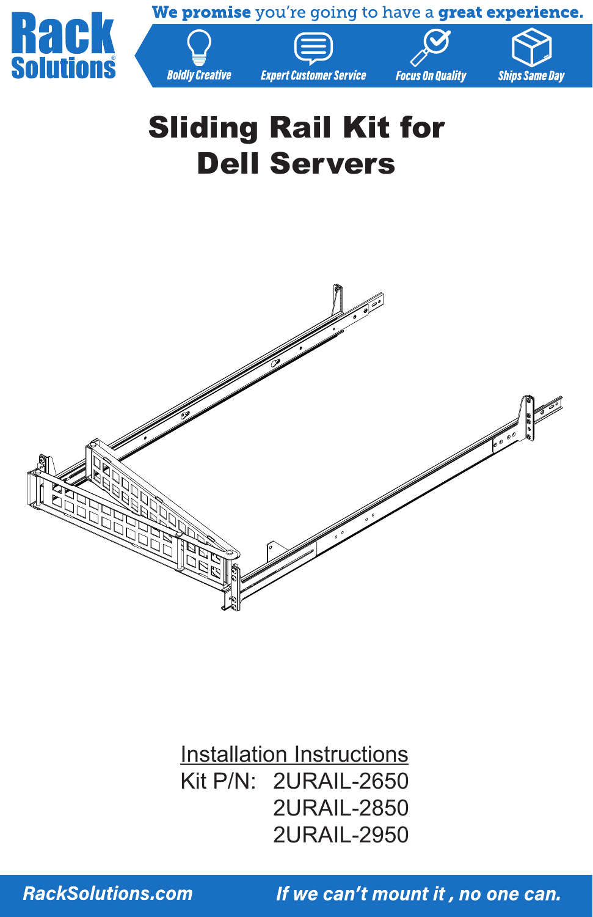Rack Solutions

**We promise** you're going to have a **great experience.**

Boldly Creative | Expert Customer Service | Focus On Quality | Ships Same Day

# Sliding Rail Kit for Dell Servers

Installation Instructions

Kit P/N: 2URAIL-2650
2URAIL-2850
2URAIL-2950

RackSolutions.com | *If we can't mount it , no one can.*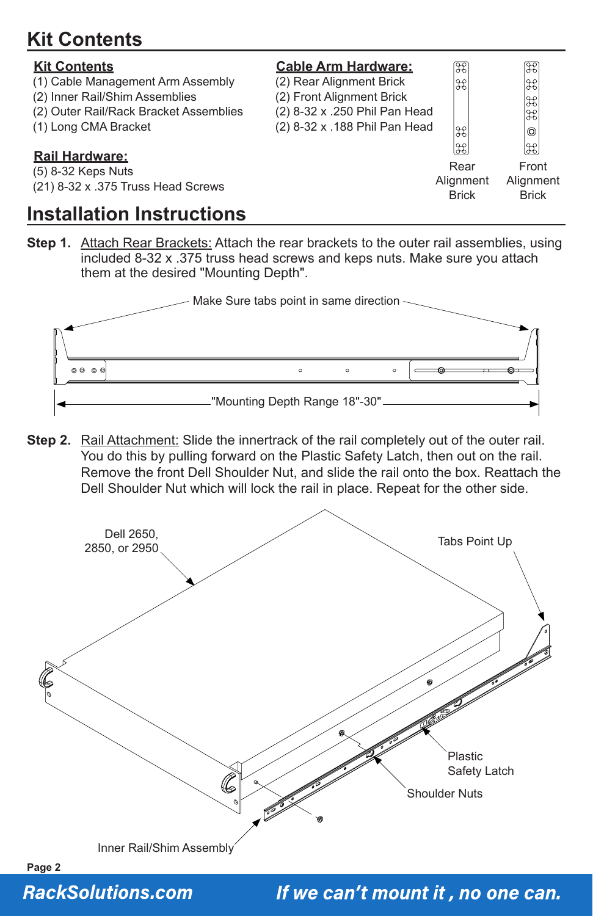# Kit Contents

**Kit Contents**
(1) Cable Management Arm Assembly
(2) Inner Rail/Shim Assemblies
(2) Outer Rail/Rack Bracket Assemblies
(1) Long CMA Bracket

**Rail Hardware:**
(5) 8-32 Keps Nuts
(21) 8-32 x .375 Truss Head Screws

**Cable Arm Hardware:**
(2) Rear Alignment Brick
(2) Front Alignment Brick
(2) 8-32 x .250 Phil Pan Head
(2) 8-32 x .188 Phil Pan Head

Rear Alignment Brick

Front Alignment Brick

# Installation Instructions

**Step 1.** Attach Rear Brackets: Attach the rear brackets to the outer rail assemblies, using included 8-32 x .375 truss head screws and keps nuts. Make sure you attach them at the desired "Mounting Depth".

Make Sure tabs point in same direction

"Mounting Depth Range 18"-30"

**Step 2.** Rail Attachment: Slide the innertrack of the rail completely out of the outer rail. You do this by pulling forward on the Plastic Safety Latch, then out on the rail. Remove the front Dell Shoulder Nut, and slide the rail onto the box. Reattach the Dell Shoulder Nut which will lock the rail in place. Repeat for the other side.

Dell 2650, 2850, or 2950

Tabs Point Up

Plastic Safety Latch

Shoulder Nuts

Inner Rail/Shim Assembly

**RackSolutions.com** *If we can't mount it , no one can.*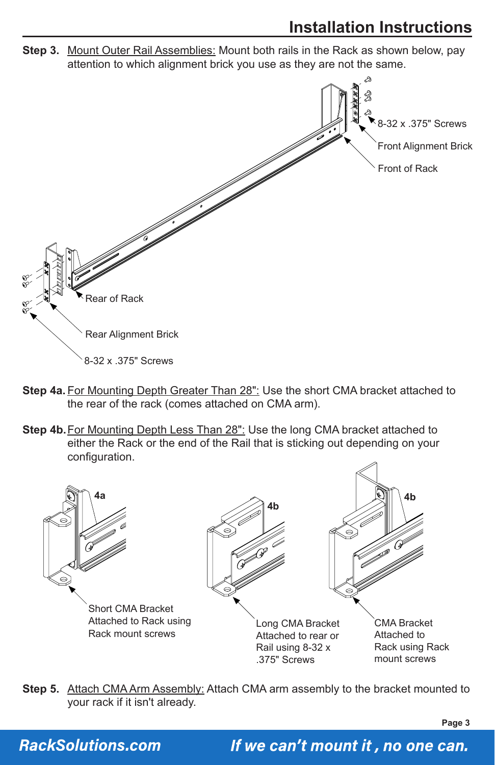# Installation Instructions

**Step 3.** Mount Outer Rail Assemblies: Mount both rails in the Rack as shown below, pay attention to which alignment brick you use as they are not the same.

8-32 x .375" Screws

Front Alignment Brick

Front of Rack

Rear of Rack

Rear Alignment Brick

8-32 x .375" Screws

**Step 4a.** For Mounting Depth Greater Than 28": Use the short CMA bracket attached to the rear of the rack (comes attached on CMA arm).

**Step 4b.** For Mounting Depth Less Than 28": Use the long CMA bracket attached to either the Rack or the end of the Rail that is sticking out depending on your configuration.

**4a**

Short CMA Bracket Attached to Rack using Rack mount screws

**4b**

Long CMA Bracket Attached to rear or Rail using 8-32 x .375" Screws

**4b**

CMA Bracket Attached to Rack using Rack mount screws

**Step 5.** Attach CMA Arm Assembly: Attach CMA arm assembly to the bracket mounted to your rack if it isn't already.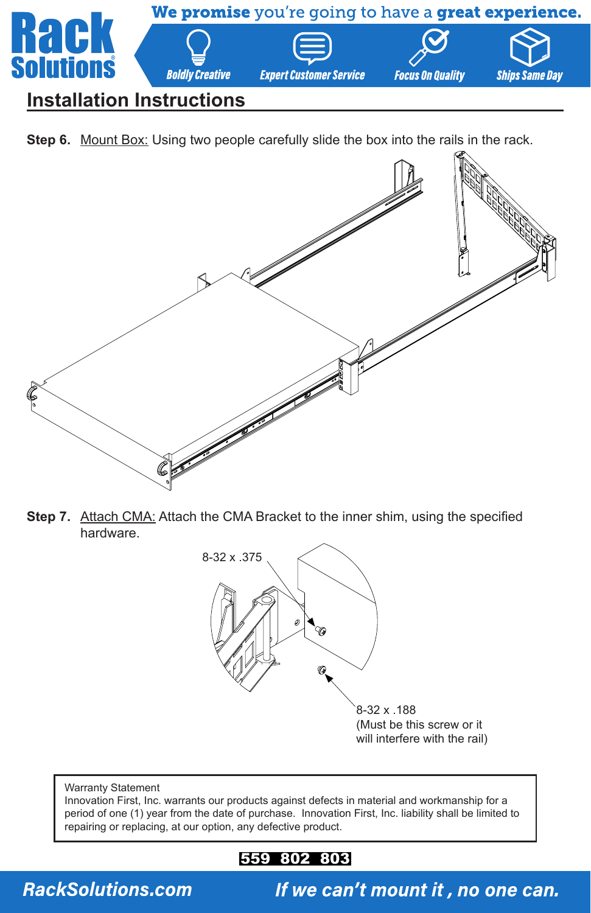## Installation Instructions

**Step 6.** Mount Box: Using two people carefully slide the box into the rails in the rack.

**Step 7.** Attach CMA: Attach the CMA Bracket to the inner shim, using the specified hardware.

8-32 x .375

8-32 x .188
(Must be this screw or it will interfere with the rail)

Warranty Statement
Innovation First, Inc. warrants our products against defects in material and workmanship for a period of one (1) year from the date of purchase. Innovation First, Inc. liability shall be limited to repairing or replacing, at our option, any defective product.

559 802 803